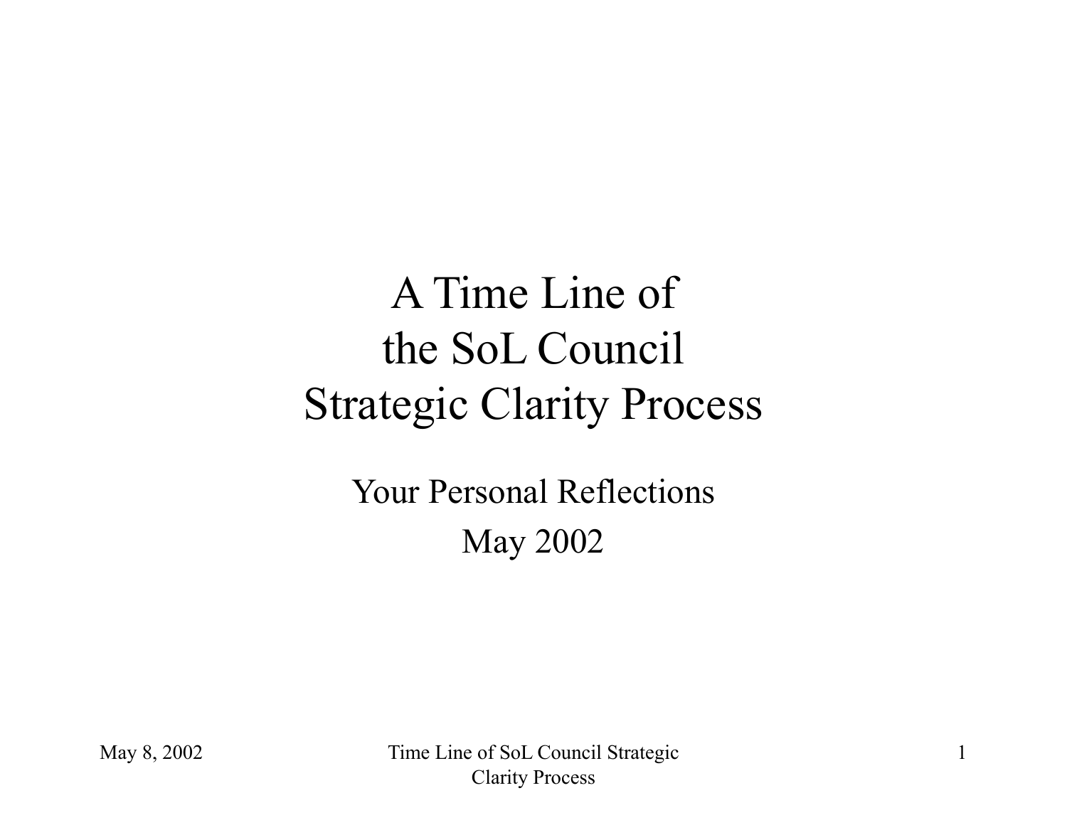# A Time Line of the SoL Council Strategic Clarity Process

Your Personal Reflections

May 2002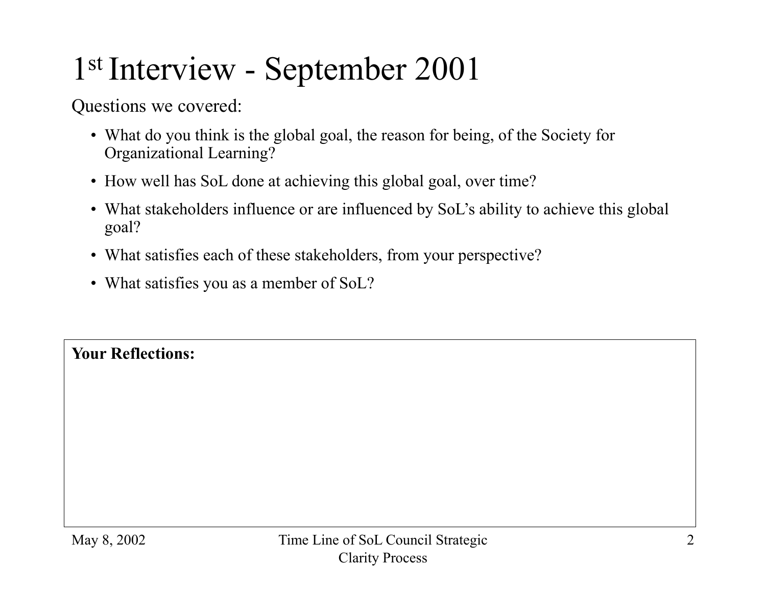# 1st Interview - September 2001

Questions we covered:

- What do you think is the global goal, the reason for being, of the Society for Organizational Learning?
- How well has SoL done at achieving this global goal, over time?
- What stakeholders influence or are influenced by SoL's ability to achieve this global goal?
- What satisfies each of these stakeholders, from your perspective?
- What satisfies you as a member of SoL?

**Your Reflections:**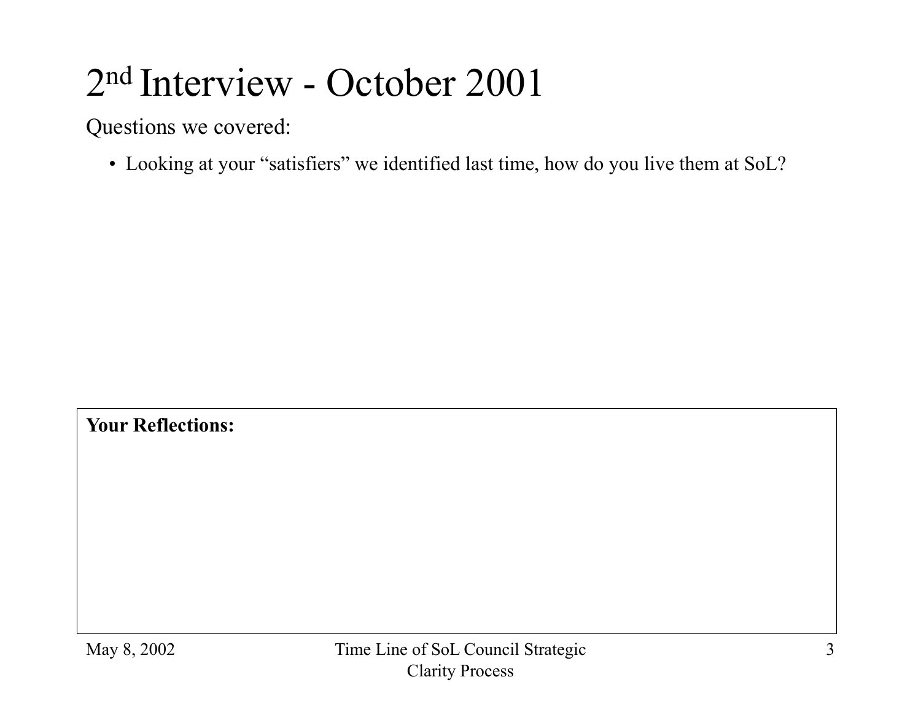# 2nd Interview - October 2001

Questions we covered:

- Looking at your "satisfiers" we identified last time, how do you live them at SoL?

**Your Reflections:**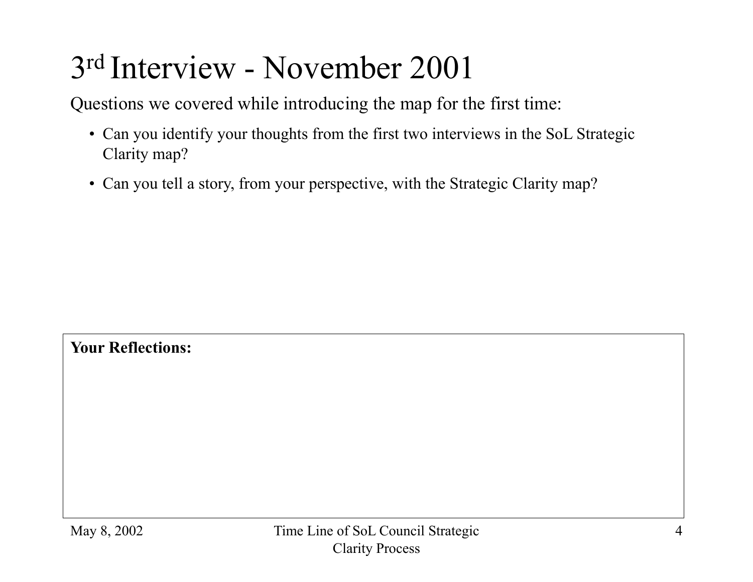# 3rd Interview - November 2001

Questions we covered while introducing the map for the first time:

- Can you identify your thoughts from the first two interviews in the SoL Strategic Clarity map?
- Can you tell a story, from your perspective, with the Strategic Clarity map?

**Your Reflections:**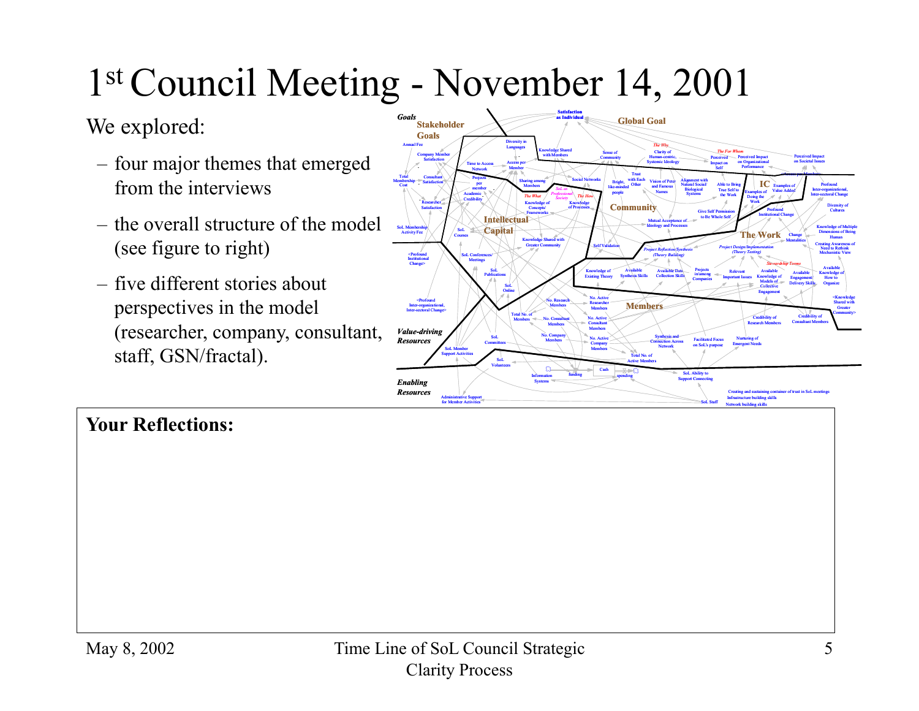# 1st Council Meeting - November 14, 2001

We explored:

- four major themes that emerged from the interviews
- the overall structure of the model (see figure to right)
- five different stories about perspectives in the model (researcher, company, consultant, staff, GSN/fractal).

**Your Reflections:**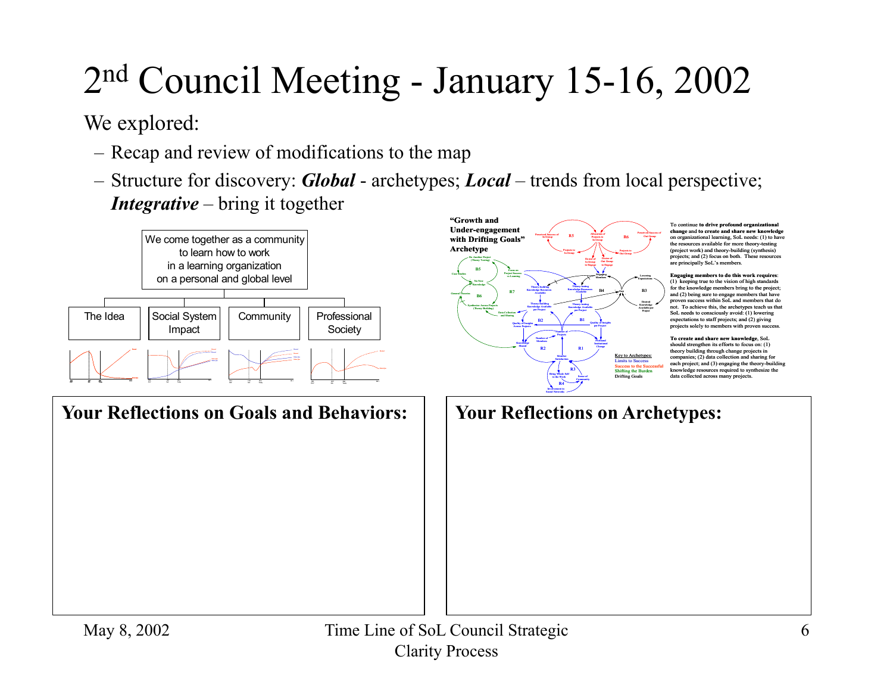# 2nd Council Meeting - January 15-16, 2002

We explored:

- Recap and review of modifications to the map
- Structure for discovery: ***Global*** - archetypes; ***Local*** – trends from local perspective; ***Integrative*** – bring it together

We come together as a community to learn how to work in a learning organization on a personal and global level

- The Idea
- Social System Impact
- Community
- Professional Society

**"Growth and Under-engagement with Drifting Goals" Archetype**

To continue **to drive profound organizational change** and **to create and share new knowledge** on organizational learning, SoL needs: (1) to have the resources available for more theory-testing (project work) and theory-building (synthesis) projects; and (2) focus on both. These resources are principally SoL's members.

**Engaging members to do this work requires**: (1) keeping true to the vision of high standards for the knowledge members bring to the project; and (2) being sure to engage members that have proven success within SoL and members that do not. To achieve this, the archetypes teach us that SoL needs to consciously avoid: (1) lowering expectations to staff projects; and (2) giving projects solely to members with proven success.

**To create and share new knowledge**, SoL should strengthen its efforts to focus on: (1) theory building through change projects in companies; (2) data collection and sharing for each project; and (3) engaging the theory-building knowledge resources required to synthesize the data collected across many projects.

Key to Archetypes:
Limits to Success
Success to the Successful
Shifting the Burden
Drifting Goals

**Your Reflections on Goals and Behaviors:**

**Your Reflections on Archetypes:**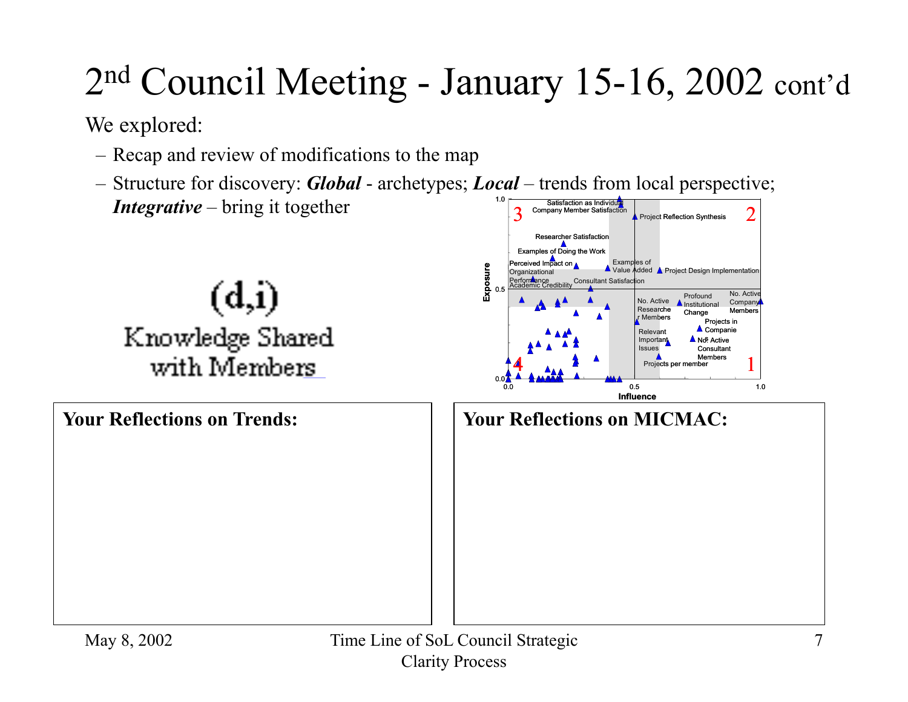# 2nd Council Meeting - January 15-16, 2002 cont'd

We explored:

- Recap and review of modifications to the map
- Structure for discovery: ***Global*** - archetypes; ***Local*** – trends from local perspective; ***Integrative*** – bring it together

(d,i)
Knowledge Shared with Members

Exposure

Influence

3 — Satisfaction as Individual; Company Member Satisfaction; Researcher Satisfaction; Examples of Doing the Work; Perceived Impact on Organizational Performance; Academic Credibility; Consultant Satisfaction; Examples of Value Added

2 — Project Reflection Synthesis; Project Design Implementation

1 — No. Active Researcher Members; Profound Institutional Change; No. Active Company Members; Projects in Companies; Relevant Important Issues; No. Active Consultant Members; Projects per member

4

**Your Reflections on Trends:**

**Your Reflections on MICMAC:**

May 8, 2002

Time Line of SoL Council Strategic Clarity Process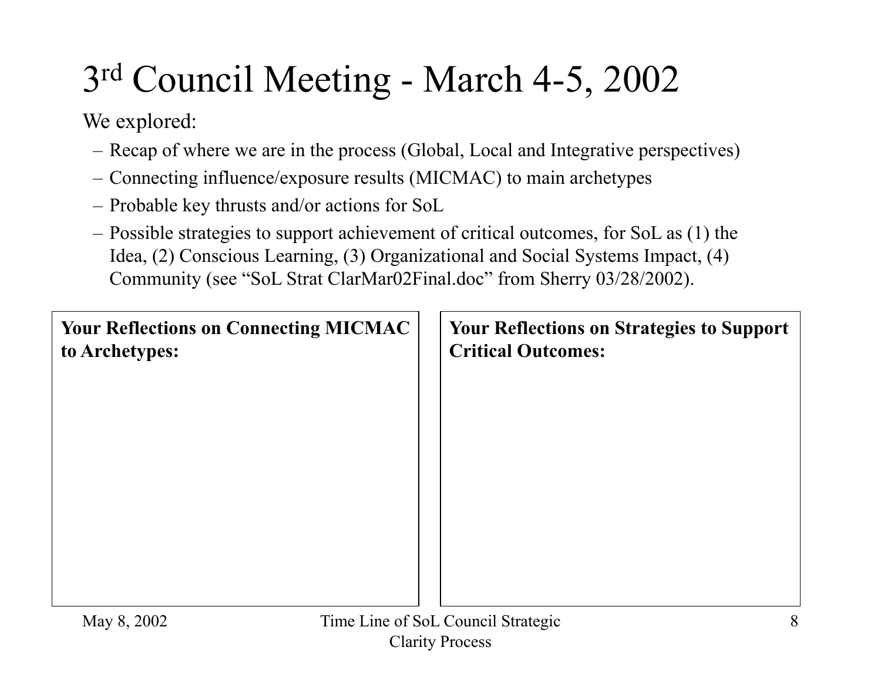# 3rd Council Meeting - March 4-5, 2002

We explored:

- Recap of where we are in the process (Global, Local and Integrative perspectives)
- Connecting influence/exposure results (MICMAC) to main archetypes
- Probable key thrusts and/or actions for SoL
- Possible strategies to support achievement of critical outcomes, for SoL as (1) the Idea, (2) Conscious Learning, (3) Organizational and Social Systems Impact, (4) Community (see "SoL Strat ClarMar02Final.doc" from Sherry 03/28/2002).

| **Your Reflections on Connecting MICMAC to Archetypes:** | **Your Reflections on Strategies to Support Critical Outcomes:** |
| --- | --- |
| | |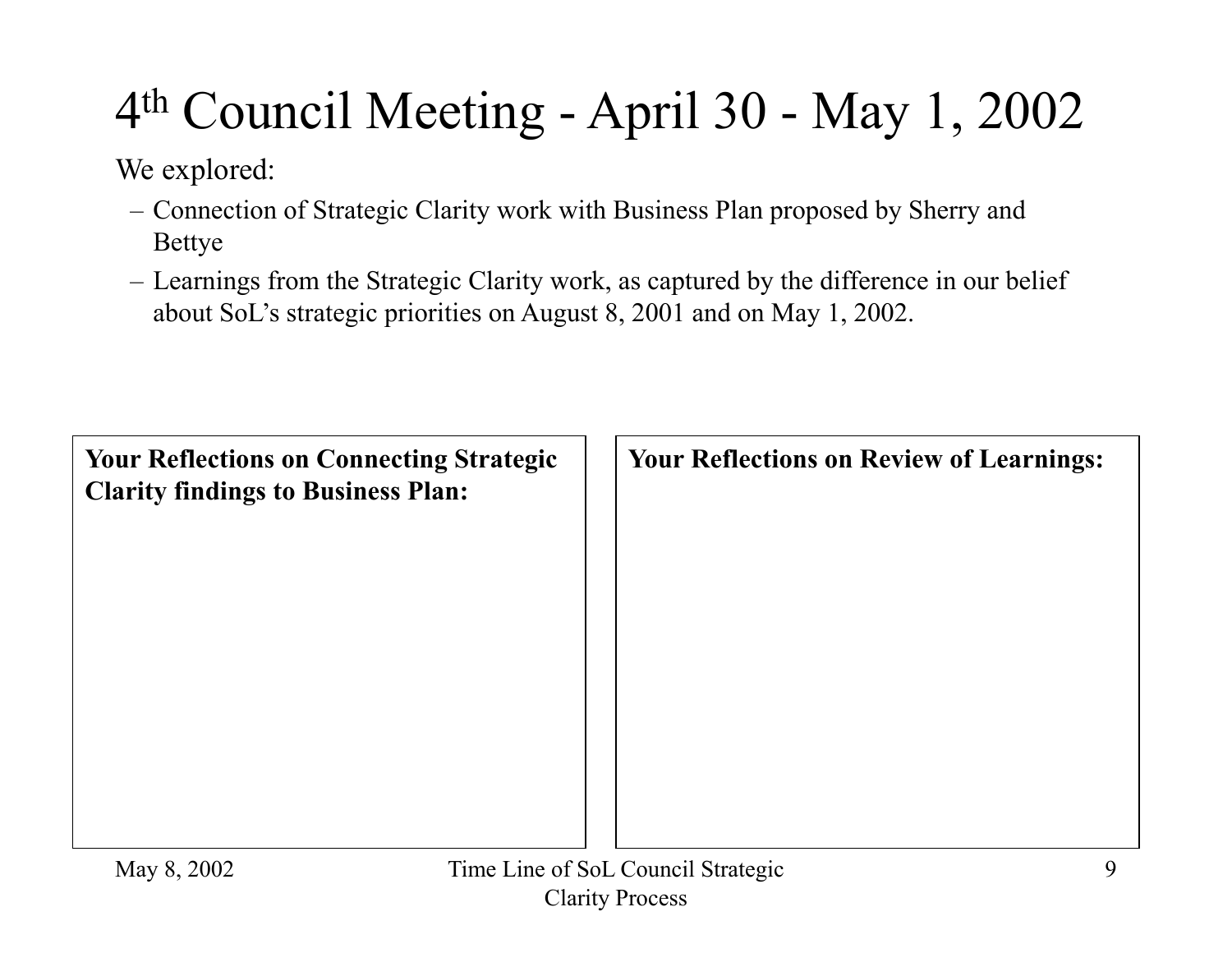# 4th Council Meeting - April 30 - May 1, 2002

We explored:

- Connection of Strategic Clarity work with Business Plan proposed by Sherry and Bettye
- Learnings from the Strategic Clarity work, as captured by the difference in our belief about SoL's strategic priorities on August 8, 2001 and on May 1, 2002.

**Your Reflections on Connecting Strategic Clarity findings to Business Plan:**

**Your Reflections on Review of Learnings:**